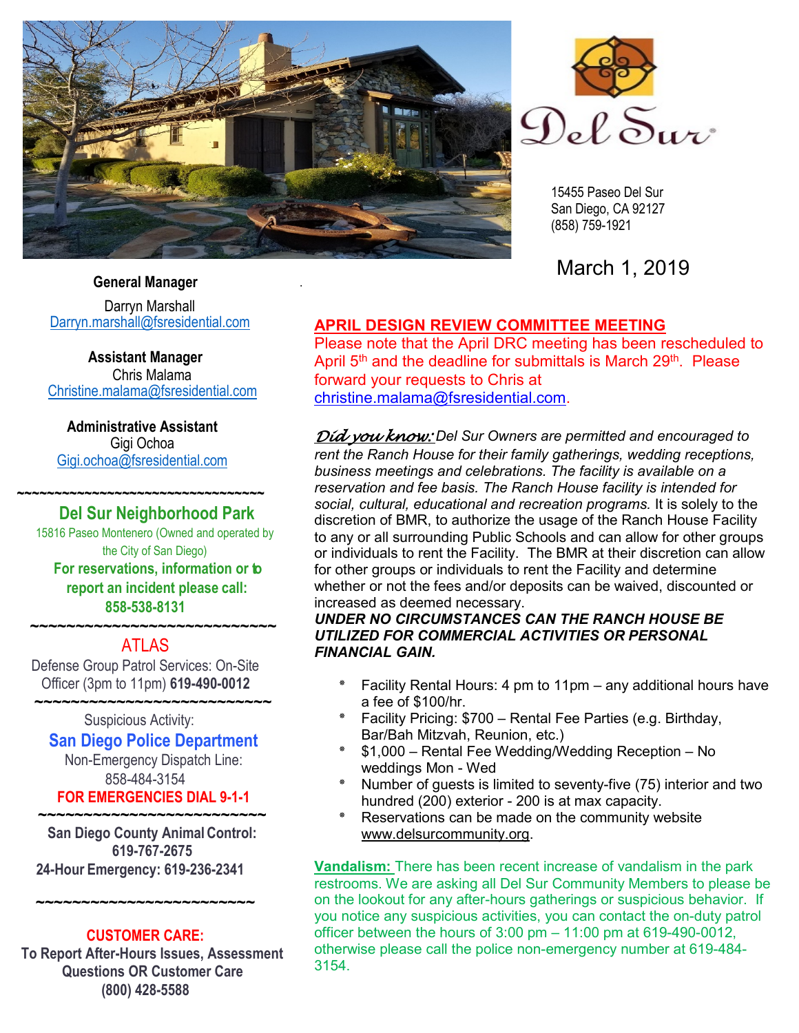Del Sur

15455 Paseo Del Sur
San Diego, CA 92127
(858) 759-1921

March 1, 2019

**General Manager**
Darryn Marshall
Darryn.marshall@fsresidential.com

**Assistant Manager**
Chris Malama
Christine.malama@fsresidential.com

**Administrative Assistant**
Gigi Ochoa
Gigi.ochoa@fsresidential.com

~~~~~~~~~~~~~~~~~~~~~~~~~~~~~~~~~~~

**Del Sur Neighborhood Park**
15816 Paseo Montenero (Owned and operated by the City of San Diego)
**For reservations, information or to report an incident please call:**
**858-538-8131**

~~~~~~~~~~~~~~~~~~~~~~~~~~~~~~~~

ATLAS
Defense Group Patrol Services: On-Site Officer (3pm to 11pm) **619-490-0012**

~~~~~~~~~~~~~~~~~~~~~~~~~~~~~~

Suspicious Activity:
**San Diego Police Department**
Non-Emergency Dispatch Line:
858-484-3154
**FOR EMERGENCIES DIAL 9-1-1**

~~~~~~~~~~~~~~~~~~~~~~~~~~~~~

**San Diego County Animal Control:**
**619-767-2675**
**24-Hour Emergency: 619-236-2341**

~~~~~~~~~~~~~~~~~~~~~~~~~~~~~

**CUSTOMER CARE:**
**To Report After-Hours Issues, Assessment Questions OR Customer Care**
**(800) 428-5588**

## APRIL DESIGN REVIEW COMMITTEE MEETING

Please note that the April DRC meeting has been rescheduled to April 5th and the deadline for submittals is March 29th. Please forward your requests to Chris at christine.malama@fsresidential.com.

*Did you know:* *Del Sur Owners are permitted and encouraged to rent the Ranch House for their family gatherings, wedding receptions, business meetings and celebrations. The facility is available on a reservation and fee basis. The Ranch House facility is intended for social, cultural, educational and recreation programs.* It is solely to the discretion of BMR, to authorize the usage of the Ranch House Facility to any or all surrounding Public Schools and can allow for other groups or individuals to rent the Facility. The BMR at their discretion can allow for other groups or individuals to rent the Facility and determine whether or not the fees and/or deposits can be waived, discounted or increased as deemed necessary.

***UNDER NO CIRCUMSTANCES CAN THE RANCH HOUSE BE UTILIZED FOR COMMERCIAL ACTIVITIES OR PERSONAL FINANCIAL GAIN.***

- Facility Rental Hours: 4 pm to 11pm – any additional hours have a fee of $100/hr.
- Facility Pricing: $700 – Rental Fee Parties (e.g. Birthday, Bar/Bah Mitzvah, Reunion, etc.)
- $1,000 – Rental Fee Wedding/Wedding Reception – No weddings Mon - Wed
- Number of guests is limited to seventy-five (75) interior and two hundred (200) exterior - 200 is at max capacity.
- Reservations can be made on the community website www.delsurcommunity.org.

**Vandalism:** There has been recent increase of vandalism in the park restrooms. We are asking all Del Sur Community Members to please be on the lookout for any after-hours gatherings or suspicious behavior. If you notice any suspicious activities, you can contact the on-duty patrol officer between the hours of 3:00 pm – 11:00 pm at 619-490-0012, otherwise please call the police non-emergency number at 619-484-3154.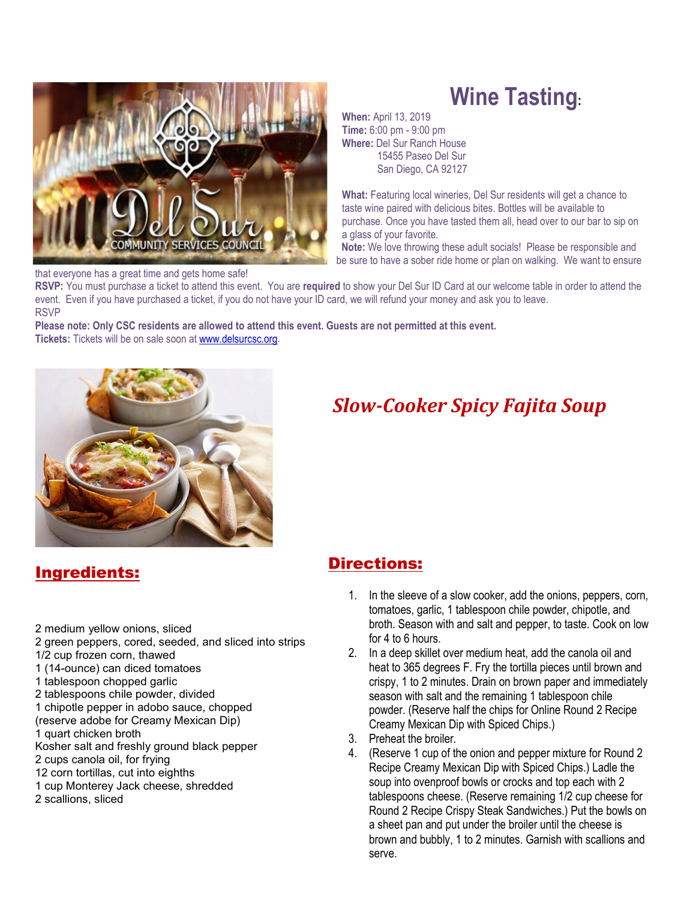# Wine Tasting:

**When:** April 13, 2019
**Time:** 6:00 pm - 9:00 pm
**Where:** Del Sur Ranch House
15455 Paseo Del Sur
San Diego, CA 92127

**What:** Featuring local wineries, Del Sur residents will get a chance to taste wine paired with delicious bites. Bottles will be available to purchase. Once you have tasted them all, head over to our bar to sip on a glass of your favorite.

**Note:** We love throwing these adult socials! Please be responsible and be sure to have a sober ride home or plan on walking. We want to ensure that everyone has a great time and gets home safe!

**RSVP:** You must purchase a ticket to attend this event. You are **required** to show your Del Sur ID Card at our welcome table in order to attend the event. Even if you have purchased a ticket, if you do not have your ID card, we will refund your money and ask you to leave.
RSVP

**Please note: Only CSC residents are allowed to attend this event. Guests are not permitted at this event.**

**Tickets:** Tickets will be on sale soon at www.delsurcsc.org.

## *Slow-Cooker Spicy Fajita Soup*

## Ingredients:

2 medium yellow onions, sliced
2 green peppers, cored, seeded, and sliced into strips
1/2 cup frozen corn, thawed
1 (14-ounce) can diced tomatoes
1 tablespoon chopped garlic
2 tablespoons chile powder, divided
1 chipotle pepper in adobo sauce, chopped (reserve adobo for Creamy Mexican Dip)
1 quart chicken broth
Kosher salt and freshly ground black pepper
2 cups canola oil, for frying
12 corn tortillas, cut into eighths
1 cup Monterey Jack cheese, shredded
2 scallions, sliced

## Directions:

1. In the sleeve of a slow cooker, add the onions, peppers, corn, tomatoes, garlic, 1 tablespoon chile powder, chipotle, and broth. Season with and salt and pepper, to taste. Cook on low for 4 to 6 hours.
2. In a deep skillet over medium heat, add the canola oil and heat to 365 degrees F. Fry the tortilla pieces until brown and crispy, 1 to 2 minutes. Drain on brown paper and immediately season with salt and the remaining 1 tablespoon chile powder. (Reserve half the chips for Online Round 2 Recipe Creamy Mexican Dip with Spiced Chips.)
3. Preheat the broiler.
4. (Reserve 1 cup of the onion and pepper mixture for Round 2 Recipe Creamy Mexican Dip with Spiced Chips.) Ladle the soup into ovenproof bowls or crocks and top each with 2 tablespoons cheese. (Reserve remaining 1/2 cup cheese for Round 2 Recipe Crispy Steak Sandwiches.) Put the bowls on a sheet pan and put under the broiler until the cheese is brown and bubbly, 1 to 2 minutes. Garnish with scallions and serve.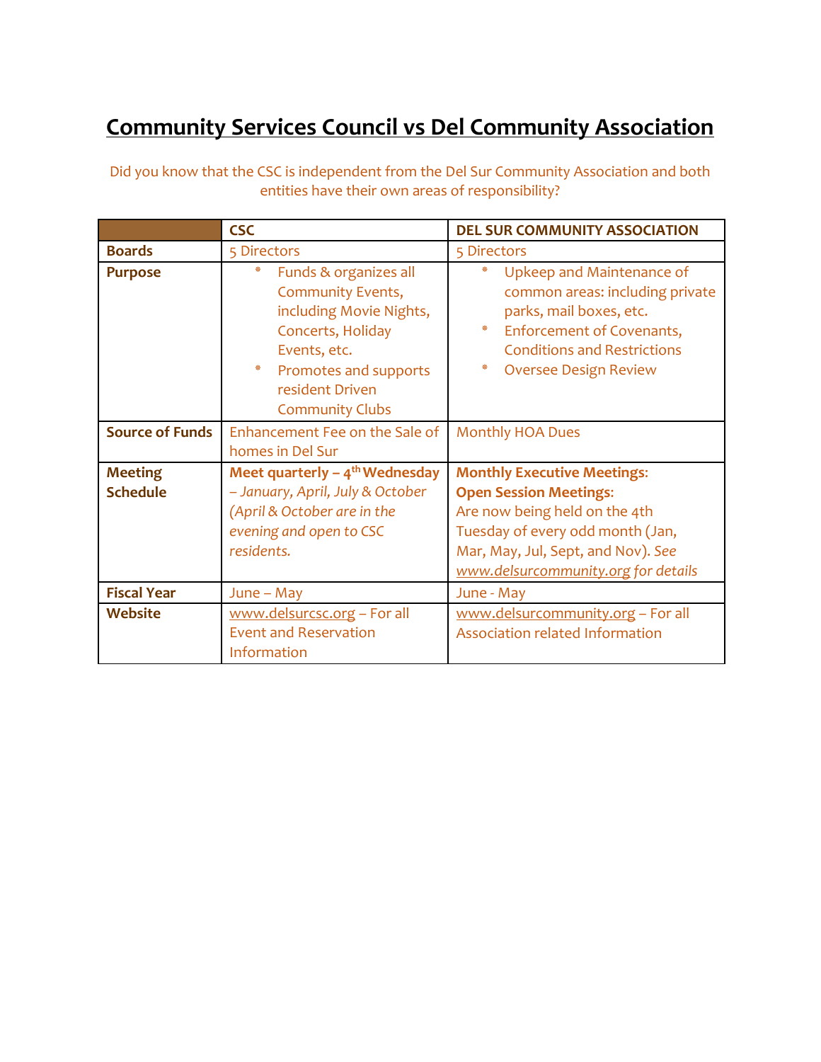# Community Services Council vs Del Community Association

Did you know that the CSC is independent from the Del Sur Community Association and both entities have their own areas of responsibility?

| | CSC | DEL SUR COMMUNITY ASSOCIATION |
|---|---|---|
| **Boards** | 5 Directors | 5 Directors |
| **Purpose** | * Funds & organizes all Community Events, including Movie Nights, Concerts, Holiday Events, etc.<br>* Promotes and supports resident Driven Community Clubs | * Upkeep and Maintenance of common areas: including private parks, mail boxes, etc.<br>* Enforcement of Covenants, Conditions and Restrictions<br>* Oversee Design Review |
| **Source of Funds** | Enhancement Fee on the Sale of homes in Del Sur | Monthly HOA Dues |
| **Meeting Schedule** | **Meet quarterly – 4th Wednesday** *– January, April, July & October (April & October are in the evening and open to CSC residents.* | **Monthly Executive Meetings:**<br>**Open Session Meetings:**<br>Are now being held on the 4th Tuesday of every odd month (Jan, Mar, May, Jul, Sept, and Nov). *See www.delsurcommunity.org for details* |
| **Fiscal Year** | June – May | June - May |
| **Website** | www.delsurcsc.org – For all Event and Reservation Information | www.delsurcommunity.org – For all Association related Information |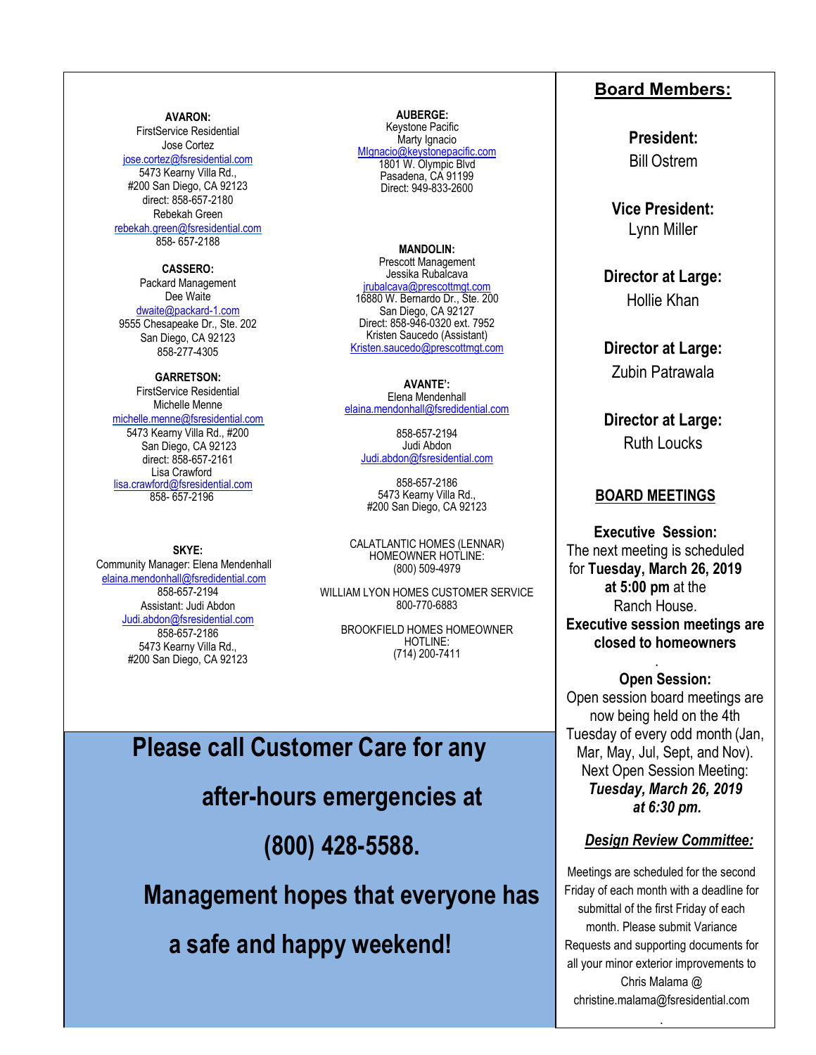**AVARON:**
FirstService Residential
Jose Cortez
jose.cortez@fsresidential.com
5473 Kearny Villa Rd.,
#200 San Diego, CA 92123
direct: 858-657-2180
Rebekah Green
rebekah.green@fsresidential.com
858- 657-2188

**CASSERO:**
Packard Management
Dee Waite
dwaite@packard-1.com
9555 Chesapeake Dr., Ste. 202
San Diego, CA 92123
858-277-4305

**GARRETSON:**
FirstService Residential
Michelle Menne
michelle.menne@fsresidential.com
5473 Kearny Villa Rd., #200
San Diego, CA 92123
direct: 858-657-2161
Lisa Crawford
lisa.crawford@fsresidential.com
858- 657-2196

**SKYE:**
Community Manager: Elena Mendenhall
elaina.mendonhall@fsredidential.com
858-657-2194
Assistant: Judi Abdon
Judi.abdon@fsresidential.com
858-657-2186
5473 Kearny Villa Rd.,
#200 San Diego, CA 92123

**AUBERGE:**
Keystone Pacific
Marty Ignacio
MIgnacio@keystonepacific.com
1801 W. Olympic Blvd
Pasadena, CA 91199
Direct: 949-833-2600

**MANDOLIN:**
Prescott Management
Jessika Rubalcava
jrubalcava@prescottmgt.com
16880 W. Bernardo Dr., Ste. 200
San Diego, CA 92127
Direct: 858-946-0320 ext. 7952
Kristen Saucedo (Assistant)
Kristen.saucedo@prescottmgt.com

**AVANTE':**
Elena Mendenhall
elaina.mendonhall@fsredidential.com

858-657-2194
Judi Abdon
Judi.abdon@fsresidential.com

858-657-2186
5473 Kearny Villa Rd.,
#200 San Diego, CA 92123

CALATLANTIC HOMES (LENNAR)
HOMEOWNER HOTLINE:
(800) 509-4979

WILLIAM LYON HOMES CUSTOMER SERVICE
800-770-6883

BROOKFIELD HOMES HOMEOWNER
HOTLINE:
(714) 200-7411

## Please call Customer Care for any after-hours emergencies at (800) 428-5588.

## Management hopes that everyone has a safe and happy weekend!

## Board Members:

**President:**
Bill Ostrem

**Vice President:**
Lynn Miller

**Director at Large:**
Hollie Khan

**Director at Large:**
Zubin Patrawala

**Director at Large:**
Ruth Loucks

## BOARD MEETINGS

**Executive Session:**
The next meeting is scheduled for **Tuesday, March 26, 2019 at 5:00 pm** at the Ranch House.
**Executive session meetings are closed to homeowners**

**Open Session:**
Open session board meetings are now being held on the 4th Tuesday of every odd month (Jan, Mar, May, Jul, Sept, and Nov).
Next Open Session Meeting:
***Tuesday, March 26, 2019 at 6:30 pm.***

***Design Review Committee:***

Meetings are scheduled for the second Friday of each month with a deadline for submittal of the first Friday of each month. Please submit Variance Requests and supporting documents for all your minor exterior improvements to Chris Malama @ christine.malama@fsresidential.com